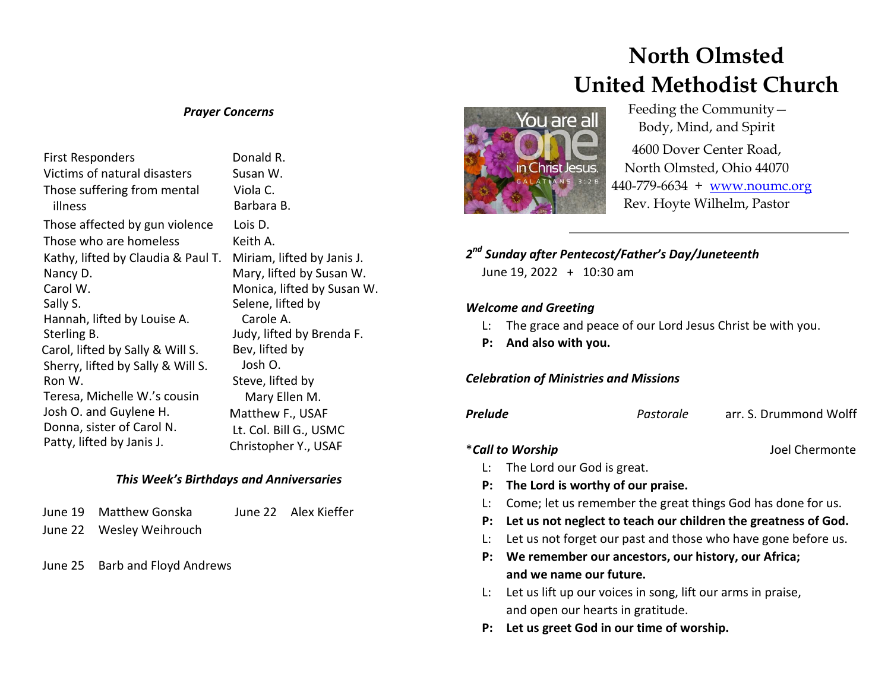### *Prayer Concerns*

First Responders
Victims of natural disasters
Those suffering from mental illness
Those affected by gun violence
Those who are homeless
Kathy, lifted by Claudia & Paul T.
Nancy D.
Carol W.
Sally S.
Hannah, lifted by Louise A.
Sterling B.
Carol, lifted by Sally & Will S.
Sherry, lifted by Sally & Will S.
Ron W.
Teresa, Michelle W.'s cousin
Josh O. and Guylene H.
Donna, sister of Carol N.
Patty, lifted by Janis J.
Donald R.
Susan W.
Viola C.
Barbara B.
Lois D.
Keith A.
Miriam, lifted by Janis J.
Mary, lifted by Susan W.
Monica, lifted by Susan W.
Selene, lifted by Carole A.
Judy, lifted by Brenda F.
Bev, lifted by Josh O.
Steve, lifted by Mary Ellen M.
Matthew F., USAF
Lt. Col. Bill G., USMC
Christopher Y., USAF

### *This Week's Birthdays and Anniversaries*

June 19 Matthew Gonska
June 22 Wesley Weihrouch
June 22 Alex Kieffer

June 25 Barb and Floyd Andrews

# North Olmsted United Methodist Church

You are all one in Christ Jesus. GALATIANS 3:28

Feeding the Community — Body, Mind, and Spirit
4600 Dover Center Road,
North Olmsted, Ohio 44070
440-779-6634 + www.noumc.org
Rev. Hoyte Wilhelm, Pastor

---

***2nd Sunday after Pentecost/Father's Day/Juneteenth***
June 19, 2022 + 10:30 am

***Welcome and Greeting***

L: The grace and peace of our Lord Jesus Christ be with you.
**P: And also with you.**

***Celebration of Ministries and Missions***

***Prelude*** *Pastorale* arr. S. Drummond Wolff

*\*Call to Worship* Joel Chermonte

L: The Lord our God is great.
**P: The Lord is worthy of our praise.**
L: Come; let us remember the great things God has done for us.
**P: Let us not neglect to teach our children the greatness of God.**
L: Let us not forget our past and those who have gone before us.
**P: We remember our ancestors, our history, our Africa; and we name our future.**
L: Let us lift up our voices in song, lift our arms in praise, and open our hearts in gratitude.
**P: Let us greet God in our time of worship.**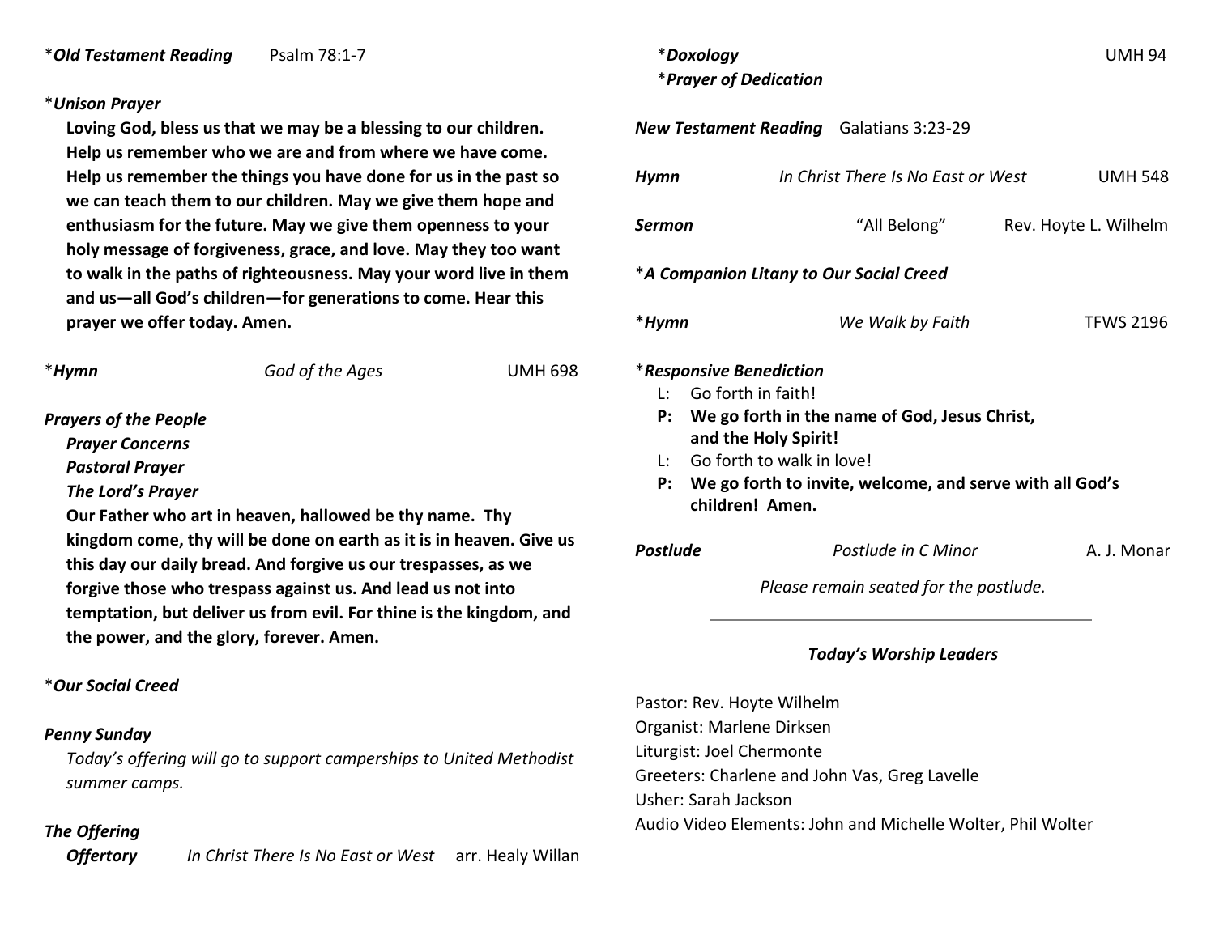\**Old Testament Reading* Psalm 78:1-7

\**Unison Prayer*

**Loving God, bless us that we may be a blessing to our children. Help us remember who we are and from where we have come. Help us remember the things you have done for us in the past so we can teach them to our children. May we give them hope and enthusiasm for the future. May we give them openness to your holy message of forgiveness, grace, and love. May they too want to walk in the paths of righteousness. May your word live in them and us—all God's children—for generations to come. Hear this prayer we offer today. Amen.**

\**Hymn* *God of the Ages* UMH 698

***Prayers of the People***

***Prayer Concerns***

***Pastoral Prayer***

***The Lord's Prayer***

**Our Father who art in heaven, hallowed be thy name. Thy kingdom come, thy will be done on earth as it is in heaven. Give us this day our daily bread. And forgive us our trespasses, as we forgive those who trespass against us. And lead us not into temptation, but deliver us from evil. For thine is the kingdom, and the power, and the glory, forever. Amen.**

\**Our Social Creed*

***Penny Sunday***

*Today's offering will go to support camperships to United Methodist summer camps.*

***The Offering***

***Offertory*** *In Christ There Is No East or West* arr. Healy Willan

\**Doxology* UMH 94

\**Prayer of Dedication*

***New Testament Reading*** Galatians 3:23-29

***Hymn*** *In Christ There Is No East or West* UMH 548

***Sermon*** "All Belong" Rev. Hoyte L. Wilhelm

\**A Companion Litany to Our Social Creed*

\**Hymn* *We Walk by Faith* TFWS 2196

\**Responsive Benediction*

L: Go forth in faith!

**P: We go forth in the name of God, Jesus Christ, and the Holy Spirit!**

L: Go forth to walk in love!

**P: We go forth to invite, welcome, and serve with all God's children! Amen.**

***Postlude*** *Postlude in C Minor* A. J. Monar

*Please remain seated for the postlude.*

---

***Today's Worship Leaders***

Pastor: Rev. Hoyte Wilhelm
Organist: Marlene Dirksen
Liturgist: Joel Chermonte
Greeters: Charlene and John Vas, Greg Lavelle
Usher: Sarah Jackson
Audio Video Elements: John and Michelle Wolter, Phil Wolter